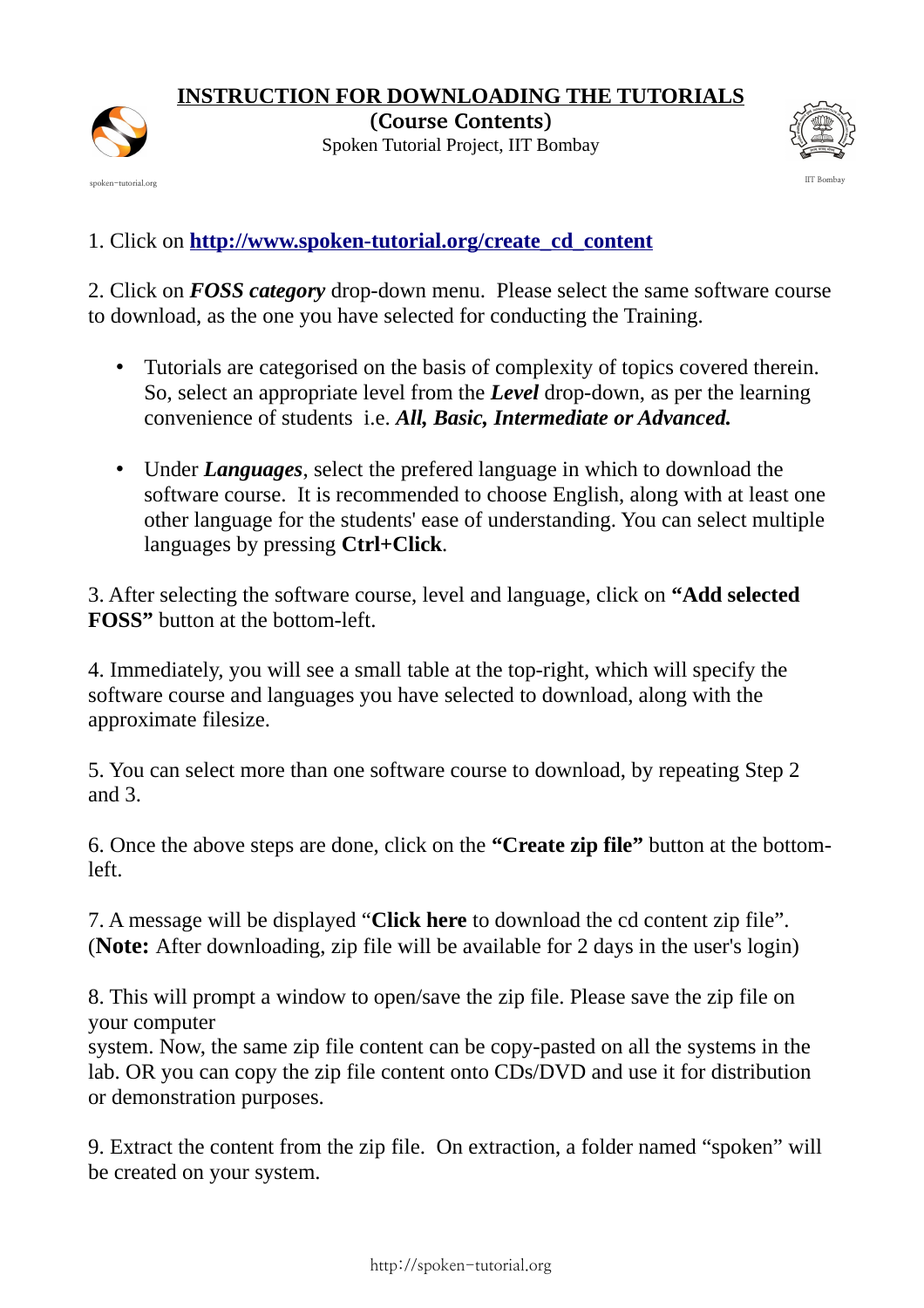# INSTRUCTION FOR DOWNLOADING THE TUTORIALS

## (Course Contents)

Spoken Tutorial Project, IIT Bombay

spoken-tutorial.org

IIT Bombay

1. Click on **[http://www.spoken-tutorial.org/create_cd_content](http://www.spoken-tutorial.org/create_cd_content)**

2. Click on ***FOSS category*** drop-down menu. Please select the same software course to download, as the one you have selected for conducting the Training.

   - Tutorials are categorised on the basis of complexity of topics covered therein. So, select an appropriate level from the ***Level*** drop-down, as per the learning convenience of students i.e. ***All, Basic, Intermediate or Advanced.***
   - Under ***Languages***, select the prefered language in which to download the software course. It is recommended to choose English, along with at least one other language for the students' ease of understanding. You can select multiple languages by pressing **Ctrl+Click**.

3. After selecting the software course, level and language, click on **"Add selected FOSS"** button at the bottom-left.

4. Immediately, you will see a small table at the top-right, which will specify the software course and languages you have selected to download, along with the approximate filesize.

5. You can select more than one software course to download, by repeating Step 2 and 3.

6. Once the above steps are done, click on the **"Create zip file"** button at the bottom-left.

7. A message will be displayed "**Click here** to download the cd content zip file". (**Note:** After downloading, zip file will be available for 2 days in the user's login)

8. This will prompt a window to open/save the zip file. Please save the zip file on your computer system. Now, the same zip file content can be copy-pasted on all the systems in the lab. OR you can copy the zip file content onto CDs/DVD and use it for distribution or demonstration purposes.

9. Extract the content from the zip file. On extraction, a folder named "spoken" will be created on your system.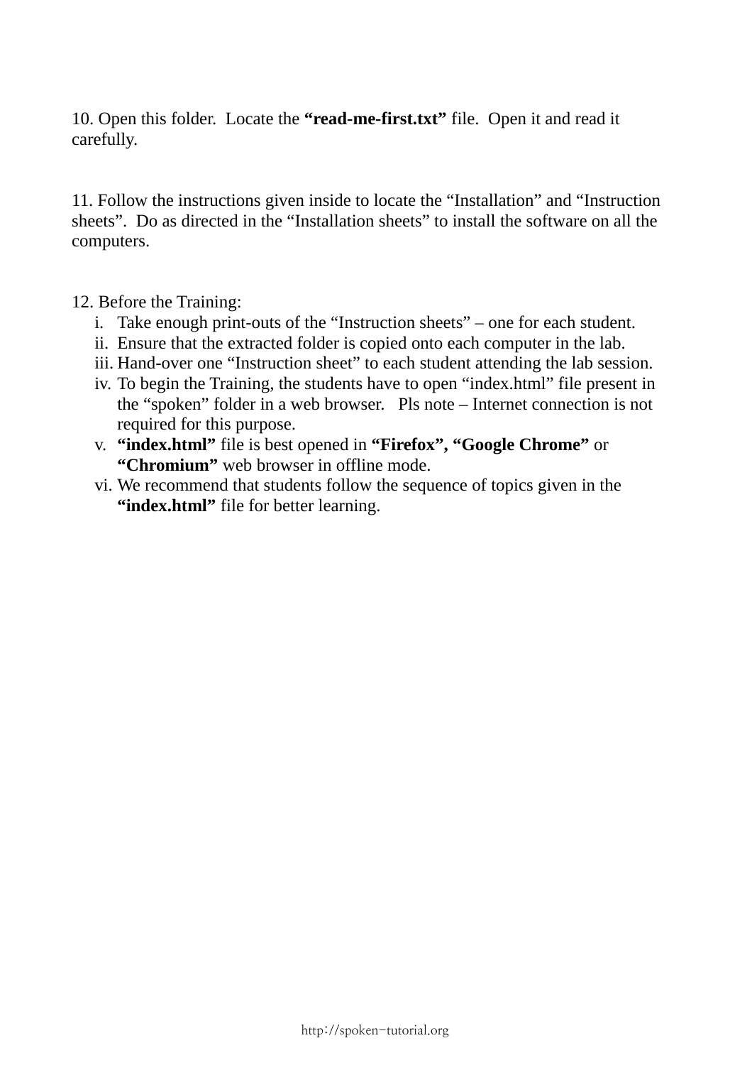10. Open this folder. Locate the **“read-me-first.txt”** file. Open it and read it carefully.

11. Follow the instructions given inside to locate the “Installation” and “Instruction sheets”. Do as directed in the “Installation sheets” to install the software on all the computers.

12. Before the Training:

i. Take enough print-outs of the “Instruction sheets” – one for each student.  
ii. Ensure that the extracted folder is copied onto each computer in the lab.  
iii. Hand-over one “Instruction sheet” to each student attending the lab session.  
iv. To begin the Training, the students have to open “index.html” file present in the “spoken” folder in a web browser. Pls note – Internet connection is not required for this purpose.  
v. **“index.html”** file is best opened in **“Firefox”, “Google Chrome”** or **“Chromium”** web browser in offline mode.  
vi. We recommend that students follow the sequence of topics given in the **“index.html”** file for better learning.